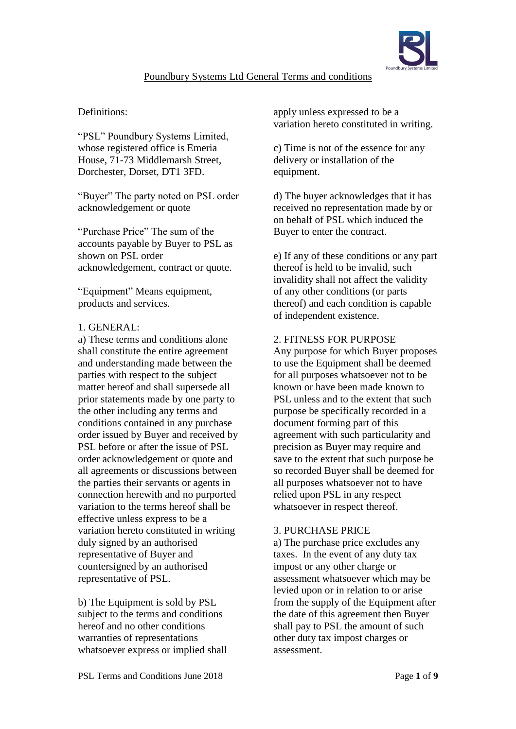# Poundbury Systems Ltd General Terms and conditions

Definitions:

"PSL" Poundbury Systems Limited, whose registered office is Emeria House, 71-73 Middlemarsh Street, Dorchester, Dorset, DT1 3FD.

"Buyer" The party noted on PSL order acknowledgement or quote

"Purchase Price" The sum of the accounts payable by Buyer to PSL as shown on PSL order acknowledgement, contract or quote.

"Equipment" Means equipment, products and services.

## 1. GENERAL:

a) These terms and conditions alone shall constitute the entire agreement and understanding made between the parties with respect to the subject matter hereof and shall supersede all prior statements made by one party to the other including any terms and conditions contained in any purchase order issued by Buyer and received by PSL before or after the issue of PSL order acknowledgement or quote and all agreements or discussions between the parties their servants or agents in connection herewith and no purported variation to the terms hereof shall be effective unless express to be a variation hereto constituted in writing duly signed by an authorised representative of Buyer and countersigned by an authorised representative of PSL.

b) The Equipment is sold by PSL subject to the terms and conditions hereof and no other conditions warranties of representations whatsoever express or implied shall apply unless expressed to be a variation hereto constituted in writing.

c) Time is not of the essence for any delivery or installation of the equipment.

d) The buyer acknowledges that it has received no representation made by or on behalf of PSL which induced the Buyer to enter the contract.

e) If any of these conditions or any part thereof is held to be invalid, such invalidity shall not affect the validity of any other conditions (or parts thereof) and each condition is capable of independent existence.

## 2. FITNESS FOR PURPOSE

Any purpose for which Buyer proposes to use the Equipment shall be deemed for all purposes whatsoever not to be known or have been made known to PSL unless and to the extent that such purpose be specifically recorded in a document forming part of this agreement with such particularity and precision as Buyer may require and save to the extent that such purpose be so recorded Buyer shall be deemed for all purposes whatsoever not to have relied upon PSL in any respect whatsoever in respect thereof.

## 3. PURCHASE PRICE

a) The purchase price excludes any taxes. In the event of any duty tax impost or any other charge or assessment whatsoever which may be levied upon or in relation to or arise from the supply of the Equipment after the date of this agreement then Buyer shall pay to PSL the amount of such other duty tax impost charges or assessment.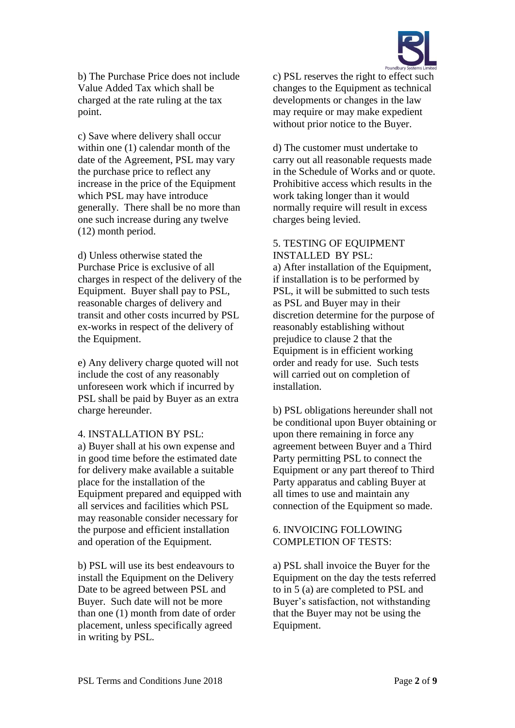b) The Purchase Price does not include Value Added Tax which shall be charged at the rate ruling at the tax point.

c) Save where delivery shall occur within one (1) calendar month of the date of the Agreement, PSL may vary the purchase price to reflect any increase in the price of the Equipment which PSL may have introduce generally. There shall be no more than one such increase during any twelve (12) month period.

d) Unless otherwise stated the Purchase Price is exclusive of all charges in respect of the delivery of the Equipment. Buyer shall pay to PSL, reasonable charges of delivery and transit and other costs incurred by PSL ex-works in respect of the delivery of the Equipment.

e) Any delivery charge quoted will not include the cost of any reasonably unforeseen work which if incurred by PSL shall be paid by Buyer as an extra charge hereunder.

## 4. INSTALLATION BY PSL:

a) Buyer shall at his own expense and in good time before the estimated date for delivery make available a suitable place for the installation of the Equipment prepared and equipped with all services and facilities which PSL may reasonable consider necessary for the purpose and efficient installation and operation of the Equipment.

b) PSL will use its best endeavours to install the Equipment on the Delivery Date to be agreed between PSL and Buyer. Such date will not be more than one (1) month from date of order placement, unless specifically agreed in writing by PSL.

c) PSL reserves the right to effect such changes to the Equipment as technical developments or changes in the law may require or may make expedient without prior notice to the Buyer.

d) The customer must undertake to carry out all reasonable requests made in the Schedule of Works and or quote. Prohibitive access which results in the work taking longer than it would normally require will result in excess charges being levied.

## 5. TESTING OF EQUIPMENT INSTALLED BY PSL:

a) After installation of the Equipment, if installation is to be performed by PSL, it will be submitted to such tests as PSL and Buyer may in their discretion determine for the purpose of reasonably establishing without prejudice to clause 2 that the Equipment is in efficient working order and ready for use. Such tests will carried out on completion of installation.

b) PSL obligations hereunder shall not be conditional upon Buyer obtaining or upon there remaining in force any agreement between Buyer and a Third Party permitting PSL to connect the Equipment or any part thereof to Third Party apparatus and cabling Buyer at all times to use and maintain any connection of the Equipment so made.

## 6. INVOICING FOLLOWING COMPLETION OF TESTS:

a) PSL shall invoice the Buyer for the Equipment on the day the tests referred to in 5 (a) are completed to PSL and Buyer's satisfaction, not withstanding that the Buyer may not be using the Equipment.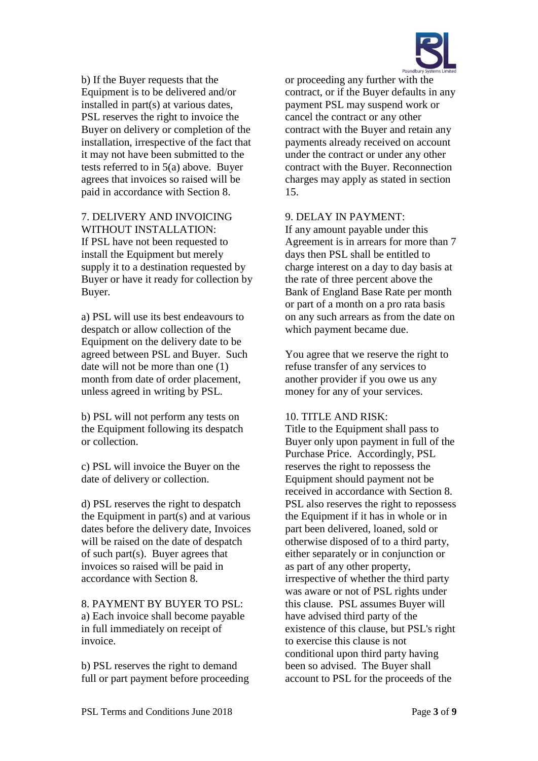b) If the Buyer requests that the Equipment is to be delivered and/or installed in part(s) at various dates, PSL reserves the right to invoice the Buyer on delivery or completion of the installation, irrespective of the fact that it may not have been submitted to the tests referred to in 5(a) above. Buyer agrees that invoices so raised will be paid in accordance with Section 8.

7. DELIVERY AND INVOICING WITHOUT INSTALLATION:
If PSL have not been requested to install the Equipment but merely supply it to a destination requested by Buyer or have it ready for collection by Buyer.

a) PSL will use its best endeavours to despatch or allow collection of the Equipment on the delivery date to be agreed between PSL and Buyer. Such date will not be more than one (1) month from date of order placement, unless agreed in writing by PSL.

b) PSL will not perform any tests on the Equipment following its despatch or collection.

c) PSL will invoice the Buyer on the date of delivery or collection.

d) PSL reserves the right to despatch the Equipment in part(s) and at various dates before the delivery date, Invoices will be raised on the date of despatch of such part(s). Buyer agrees that invoices so raised will be paid in accordance with Section 8.

8. PAYMENT BY BUYER TO PSL:
a) Each invoice shall become payable in full immediately on receipt of invoice.

b) PSL reserves the right to demand full or part payment before proceeding or proceeding any further with the contract, or if the Buyer defaults in any payment PSL may suspend work or cancel the contract or any other contract with the Buyer and retain any payments already received on account under the contract or under any other contract with the Buyer. Reconnection charges may apply as stated in section 15.

9. DELAY IN PAYMENT:
If any amount payable under this Agreement is in arrears for more than 7 days then PSL shall be entitled to charge interest on a day to day basis at the rate of three percent above the Bank of England Base Rate per month or part of a month on a pro rata basis on any such arrears as from the date on which payment became due.

You agree that we reserve the right to refuse transfer of any services to another provider if you owe us any money for any of your services.

10. TITLE AND RISK:
Title to the Equipment shall pass to Buyer only upon payment in full of the Purchase Price. Accordingly, PSL reserves the right to repossess the Equipment should payment not be received in accordance with Section 8. PSL also reserves the right to repossess the Equipment if it has in whole or in part been delivered, loaned, sold or otherwise disposed of to a third party, either separately or in conjunction or as part of any other property, irrespective of whether the third party was aware or not of PSL rights under this clause. PSL assumes Buyer will have advised third party of the existence of this clause, but PSL's right to exercise this clause is not conditional upon third party having been so advised. The Buyer shall account to PSL for the proceeds of the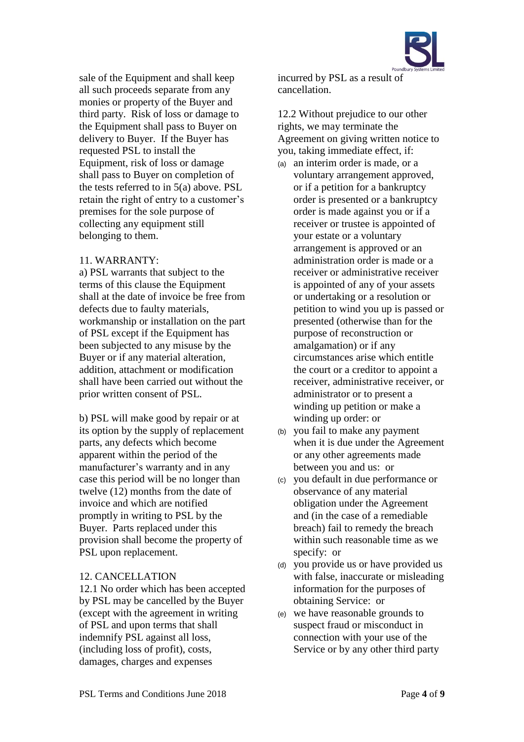sale of the Equipment and shall keep all such proceeds separate from any monies or property of the Buyer and third party. Risk of loss or damage to the Equipment shall pass to Buyer on delivery to Buyer. If the Buyer has requested PSL to install the Equipment, risk of loss or damage shall pass to Buyer on completion of the tests referred to in 5(a) above. PSL retain the right of entry to a customer's premises for the sole purpose of collecting any equipment still belonging to them.

11. WARRANTY:

a) PSL warrants that subject to the terms of this clause the Equipment shall at the date of invoice be free from defects due to faulty materials, workmanship or installation on the part of PSL except if the Equipment has been subjected to any misuse by the Buyer or if any material alteration, addition, attachment or modification shall have been carried out without the prior written consent of PSL.

b) PSL will make good by repair or at its option by the supply of replacement parts, any defects which become apparent within the period of the manufacturer's warranty and in any case this period will be no longer than twelve (12) months from the date of invoice and which are notified promptly in writing to PSL by the Buyer. Parts replaced under this provision shall become the property of PSL upon replacement.

12. CANCELLATION

12.1 No order which has been accepted by PSL may be cancelled by the Buyer (except with the agreement in writing of PSL and upon terms that shall indemnify PSL against all loss, (including loss of profit), costs, damages, charges and expenses incurred by PSL as a result of cancellation.

12.2 Without prejudice to our other rights, we may terminate the Agreement on giving written notice to you, taking immediate effect, if:

(a) an interim order is made, or a voluntary arrangement approved, or if a petition for a bankruptcy order is presented or a bankruptcy order is made against you or if a receiver or trustee is appointed of your estate or a voluntary arrangement is approved or an administration order is made or a receiver or administrative receiver is appointed of any of your assets or undertaking or a resolution or petition to wind you up is passed or presented (otherwise than for the purpose of reconstruction or amalgamation) or if any circumstances arise which entitle the court or a creditor to appoint a receiver, administrative receiver, or administrator or to present a winding up petition or make a winding up order: or
(b) you fail to make any payment when it is due under the Agreement or any other agreements made between you and us: or
(c) you default in due performance or observance of any material obligation under the Agreement and (in the case of a remediable breach) fail to remedy the breach within such reasonable time as we specify: or
(d) you provide us or have provided us with false, inaccurate or misleading information for the purposes of obtaining Service: or
(e) we have reasonable grounds to suspect fraud or misconduct in connection with your use of the Service or by any other third party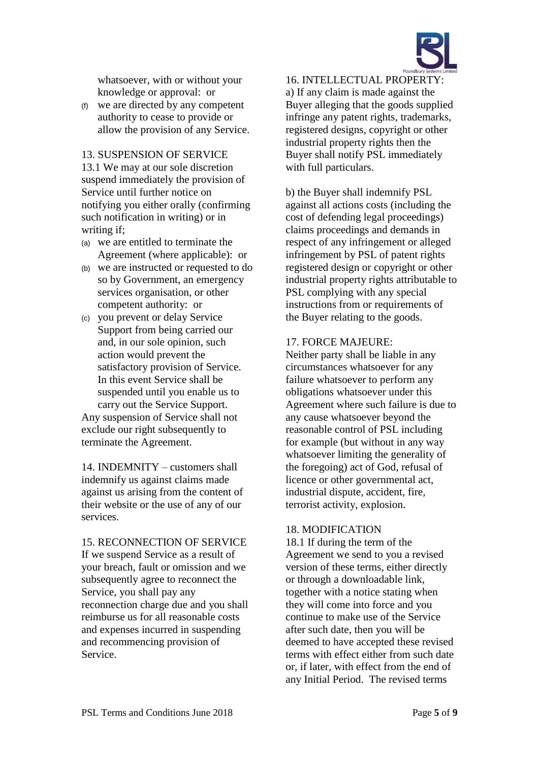whatsoever, with or without your knowledge or approval: or

(f) we are directed by any competent authority to cease to provide or allow the provision of any Service.

13. SUSPENSION OF SERVICE

13.1 We may at our sole discretion suspend immediately the provision of Service until further notice on notifying you either orally (confirming such notification in writing) or in writing if;

(a) we are entitled to terminate the Agreement (where applicable): or
(b) we are instructed or requested to do so by Government, an emergency services organisation, or other competent authority: or
(c) you prevent or delay Service Support from being carried our and, in our sole opinion, such action would prevent the satisfactory provision of Service. In this event Service shall be suspended until you enable us to carry out the Service Support.

Any suspension of Service shall not exclude our right subsequently to terminate the Agreement.

14. INDEMNITY – customers shall indemnify us against claims made against us arising from the content of their website or the use of any of our services.

15. RECONNECTION OF SERVICE

If we suspend Service as a result of your breach, fault or omission and we subsequently agree to reconnect the Service, you shall pay any reconnection charge due and you shall reimburse us for all reasonable costs and expenses incurred in suspending and recommencing provision of Service.

16. INTELLECTUAL PROPERTY:

a) If any claim is made against the Buyer alleging that the goods supplied infringe any patent rights, trademarks, registered designs, copyright or other industrial property rights then the Buyer shall notify PSL immediately with full particulars.

b) the Buyer shall indemnify PSL against all actions costs (including the cost of defending legal proceedings) claims proceedings and demands in respect of any infringement or alleged infringement by PSL of patent rights registered design or copyright or other industrial property rights attributable to PSL complying with any special instructions from or requirements of the Buyer relating to the goods.

17. FORCE MAJEURE:

Neither party shall be liable in any circumstances whatsoever for any failure whatsoever to perform any obligations whatsoever under this Agreement where such failure is due to any cause whatsoever beyond the reasonable control of PSL including for example (but without in any way whatsoever limiting the generality of the foregoing) act of God, refusal of licence or other governmental act, industrial dispute, accident, fire, terrorist activity, explosion.

18. MODIFICATION

18.1 If during the term of the Agreement we send to you a revised version of these terms, either directly or through a downloadable link, together with a notice stating when they will come into force and you continue to make use of the Service after such date, then you will be deemed to have accepted these revised terms with effect either from such date or, if later, with effect from the end of any Initial Period. The revised terms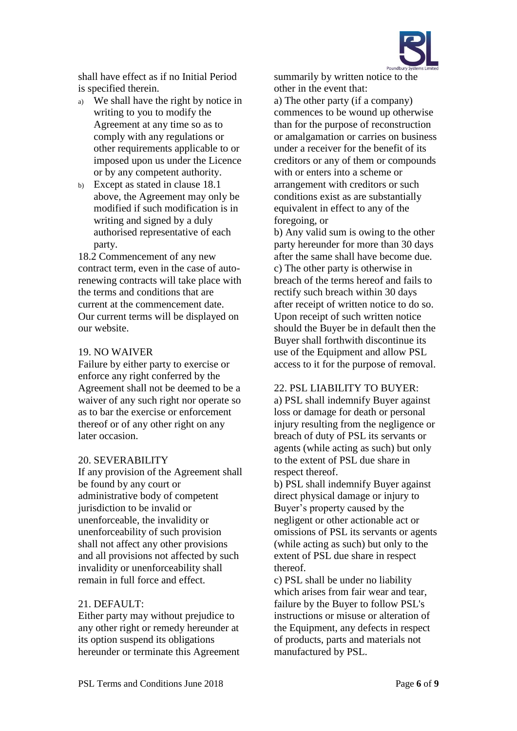shall have effect as if no Initial Period is specified therein.

a) We shall have the right by notice in writing to you to modify the Agreement at any time so as to comply with any regulations or other requirements applicable to or imposed upon us under the Licence or by any competent authority.
b) Except as stated in clause 18.1 above, the Agreement may only be modified if such modification is in writing and signed by a duly authorised representative of each party.

18.2 Commencement of any new contract term, even in the case of auto-renewing contracts will take place with the terms and conditions that are current at the commencement date. Our current terms will be displayed on our website.

19. NO WAIVER

Failure by either party to exercise or enforce any right conferred by the Agreement shall not be deemed to be a waiver of any such right nor operate so as to bar the exercise or enforcement thereof or of any other right on any later occasion.

20. SEVERABILITY

If any provision of the Agreement shall be found by any court or administrative body of competent jurisdiction to be invalid or unenforceable, the invalidity or unenforceability of such provision shall not affect any other provisions and all provisions not affected by such invalidity or unenforceability shall remain in full force and effect.

21. DEFAULT:

Either party may without prejudice to any other right or remedy hereunder at its option suspend its obligations hereunder or terminate this Agreement summarily by written notice to the other in the event that:

a) The other party (if a company) commences to be wound up otherwise than for the purpose of reconstruction or amalgamation or carries on business under a receiver for the benefit of its creditors or any of them or compounds with or enters into a scheme or arrangement with creditors or such conditions exist as are substantially equivalent in effect to any of the foregoing, or

b) Any valid sum is owing to the other party hereunder for more than 30 days after the same shall have become due.

c) The other party is otherwise in breach of the terms hereof and fails to rectify such breach within 30 days after receipt of written notice to do so. Upon receipt of such written notice should the Buyer be in default then the Buyer shall forthwith discontinue its use of the Equipment and allow PSL access to it for the purpose of removal.

22. PSL LIABILITY TO BUYER:

a) PSL shall indemnify Buyer against loss or damage for death or personal injury resulting from the negligence or breach of duty of PSL its servants or agents (while acting as such) but only to the extent of PSL due share in respect thereof.

b) PSL shall indemnify Buyer against direct physical damage or injury to Buyer's property caused by the negligent or other actionable act or omissions of PSL its servants or agents (while acting as such) but only to the extent of PSL due share in respect thereof.

c) PSL shall be under no liability which arises from fair wear and tear, failure by the Buyer to follow PSL's instructions or misuse or alteration of the Equipment, any defects in respect of products, parts and materials not manufactured by PSL.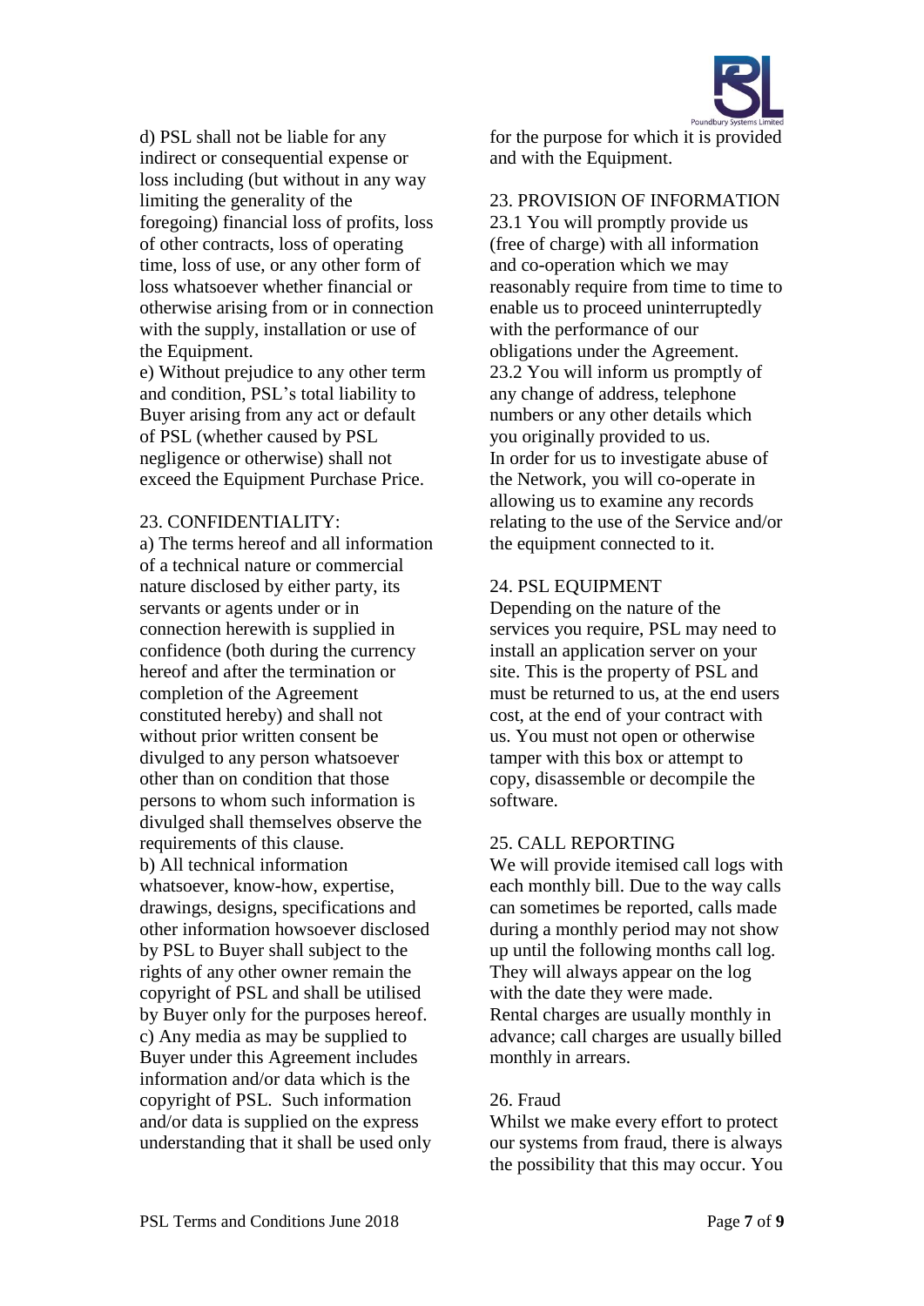d) PSL shall not be liable for any indirect or consequential expense or loss including (but without in any way limiting the generality of the foregoing) financial loss of profits, loss of other contracts, loss of operating time, loss of use, or any other form of loss whatsoever whether financial or otherwise arising from or in connection with the supply, installation or use of the Equipment.

e) Without prejudice to any other term and condition, PSL's total liability to Buyer arising from any act or default of PSL (whether caused by PSL negligence or otherwise) shall not exceed the Equipment Purchase Price.

23. CONFIDENTIALITY:

a) The terms hereof and all information of a technical nature or commercial nature disclosed by either party, its servants or agents under or in connection herewith is supplied in confidence (both during the currency hereof and after the termination or completion of the Agreement constituted hereby) and shall not without prior written consent be divulged to any person whatsoever other than on condition that those persons to whom such information is divulged shall themselves observe the requirements of this clause.

b) All technical information whatsoever, know-how, expertise, drawings, designs, specifications and other information howsoever disclosed by PSL to Buyer shall subject to the rights of any other owner remain the copyright of PSL and shall be utilised by Buyer only for the purposes hereof.

c) Any media as may be supplied to Buyer under this Agreement includes information and/or data which is the copyright of PSL. Such information and/or data is supplied on the express understanding that it shall be used only for the purpose for which it is provided and with the Equipment.

23. PROVISION OF INFORMATION

23.1 You will promptly provide us (free of charge) with all information and co-operation which we may reasonably require from time to time to enable us to proceed uninterruptedly with the performance of our obligations under the Agreement.

23.2 You will inform us promptly of any change of address, telephone numbers or any other details which you originally provided to us.

In order for us to investigate abuse of the Network, you will co-operate in allowing us to examine any records relating to the use of the Service and/or the equipment connected to it.

24. PSL EQUIPMENT

Depending on the nature of the services you require, PSL may need to install an application server on your site. This is the property of PSL and must be returned to us, at the end users cost, at the end of your contract with us. You must not open or otherwise tamper with this box or attempt to copy, disassemble or decompile the software.

25. CALL REPORTING

We will provide itemised call logs with each monthly bill. Due to the way calls can sometimes be reported, calls made during a monthly period may not show up until the following months call log. They will always appear on the log with the date they were made.

Rental charges are usually monthly in advance; call charges are usually billed monthly in arrears.

26. Fraud

Whilst we make every effort to protect our systems from fraud, there is always the possibility that this may occur. You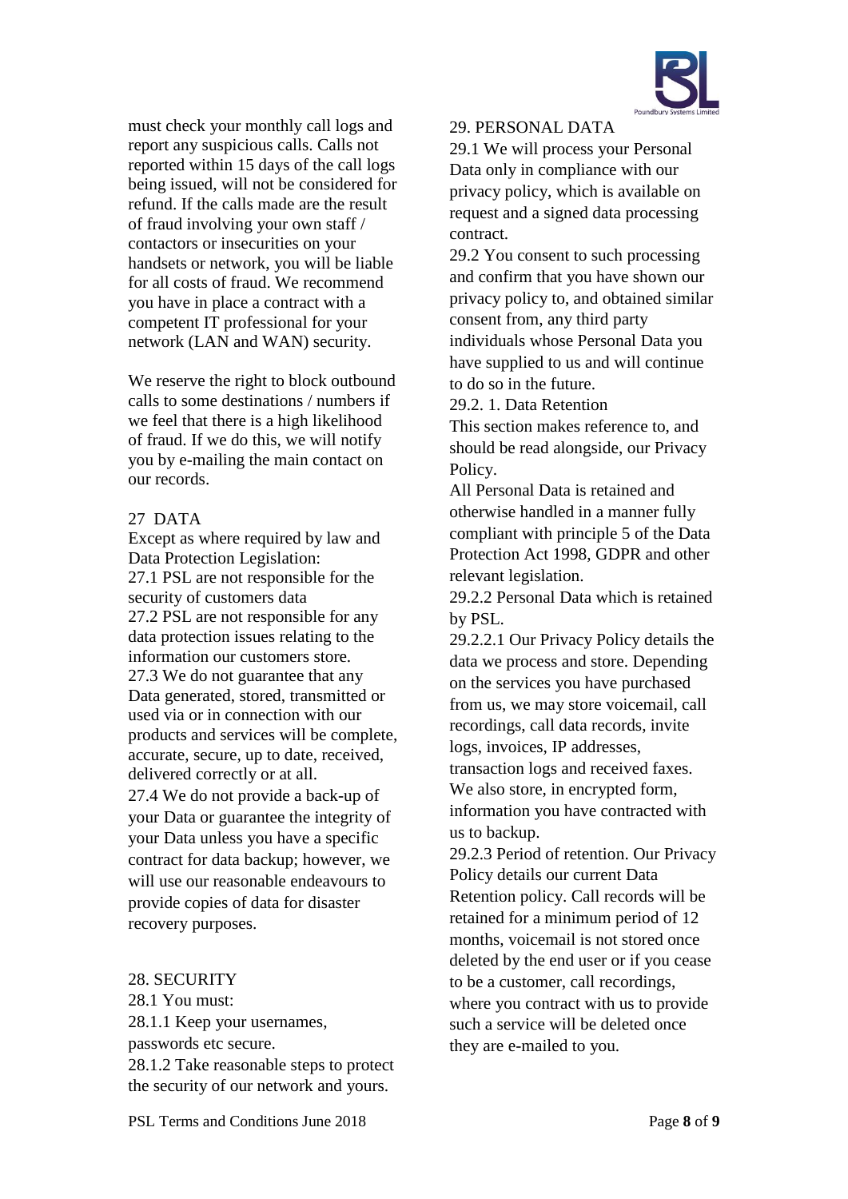must check your monthly call logs and report any suspicious calls. Calls not reported within 15 days of the call logs being issued, will not be considered for refund. If the calls made are the result of fraud involving your own staff / contactors or insecurities on your handsets or network, you will be liable for all costs of fraud. We recommend you have in place a contract with a competent IT professional for your network (LAN and WAN) security.

We reserve the right to block outbound calls to some destinations / numbers if we feel that there is a high likelihood of fraud. If we do this, we will notify you by e-mailing the main contact on our records.

27 DATA

Except as where required by law and Data Protection Legislation:

27.1 PSL are not responsible for the security of customers data

27.2 PSL are not responsible for any data protection issues relating to the information our customers store.

27.3 We do not guarantee that any Data generated, stored, transmitted or used via or in connection with our products and services will be complete, accurate, secure, up to date, received, delivered correctly or at all.

27.4 We do not provide a back-up of your Data or guarantee the integrity of your Data unless you have a specific contract for data backup; however, we will use our reasonable endeavours to provide copies of data for disaster recovery purposes.

28. SECURITY

28.1 You must:

28.1.1 Keep your usernames, passwords etc secure.

28.1.2 Take reasonable steps to protect the security of our network and yours.

29. PERSONAL DATA

29.1 We will process your Personal Data only in compliance with our privacy policy, which is available on request and a signed data processing contract.

29.2 You consent to such processing and confirm that you have shown our privacy policy to, and obtained similar consent from, any third party individuals whose Personal Data you have supplied to us and will continue to do so in the future.

29.2. 1. Data Retention

This section makes reference to, and should be read alongside, our Privacy Policy.

All Personal Data is retained and otherwise handled in a manner fully compliant with principle 5 of the Data Protection Act 1998, GDPR and other relevant legislation.

29.2.2 Personal Data which is retained by PSL.

29.2.2.1 Our Privacy Policy details the data we process and store. Depending on the services you have purchased from us, we may store voicemail, call recordings, call data records, invite logs, invoices, IP addresses, transaction logs and received faxes. We also store, in encrypted form, information you have contracted with us to backup.

29.2.3 Period of retention. Our Privacy Policy details our current Data Retention policy. Call records will be retained for a minimum period of 12 months, voicemail is not stored once deleted by the end user or if you cease to be a customer, call recordings, where you contract with us to provide such a service will be deleted once they are e-mailed to you.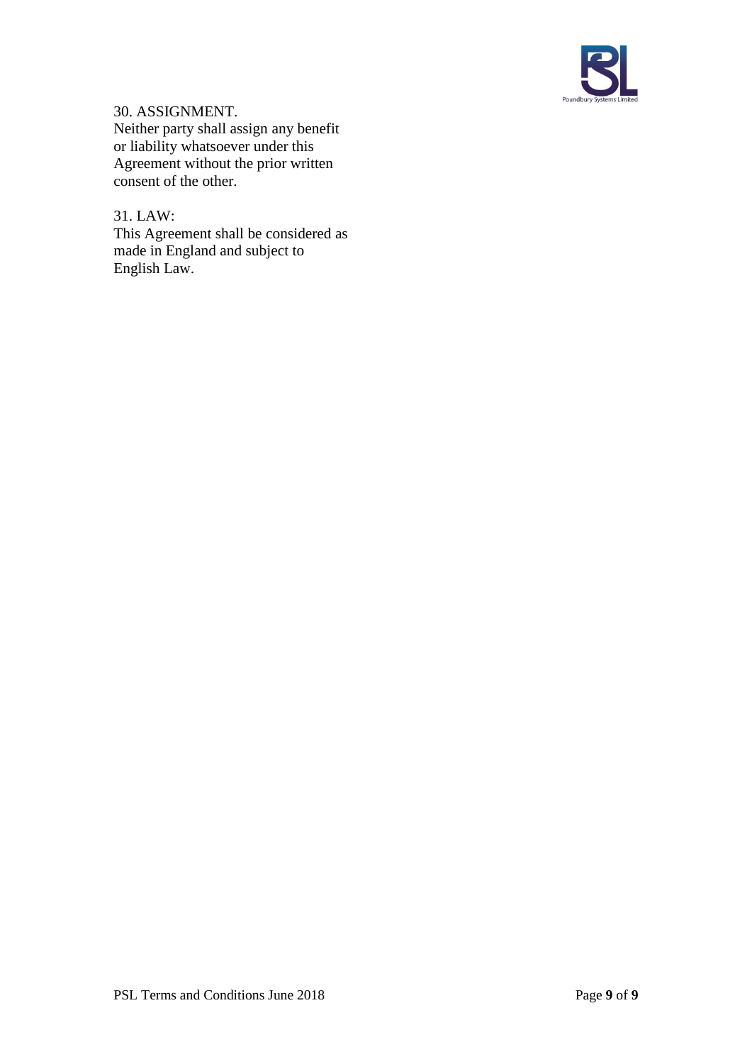30. ASSIGNMENT.
Neither party shall assign any benefit or liability whatsoever under this Agreement without the prior written consent of the other.

31. LAW:
This Agreement shall be considered as made in England and subject to English Law.